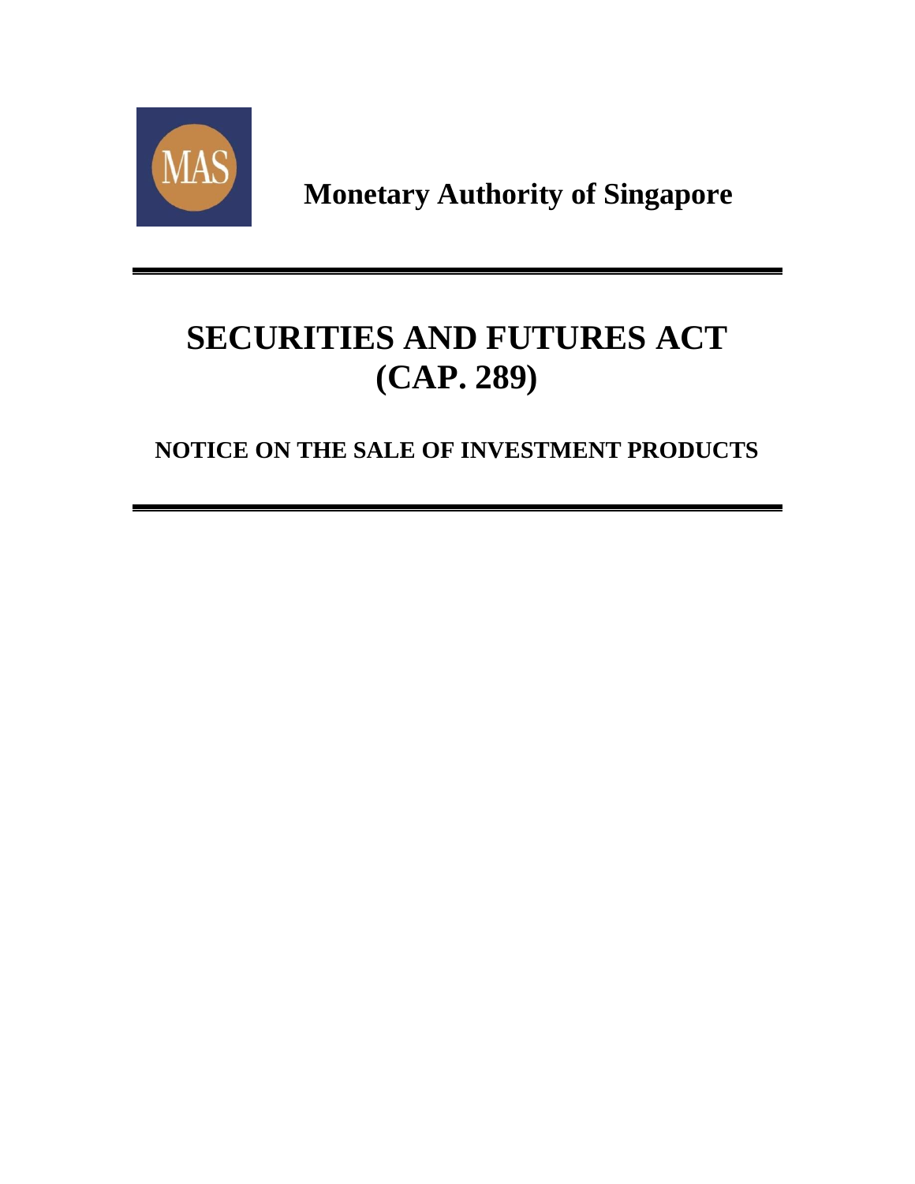**Monetary Authority of Singapore**

# SECURITIES AND FUTURES ACT (CAP. 289)

## NOTICE ON THE SALE OF INVESTMENT PRODUCTS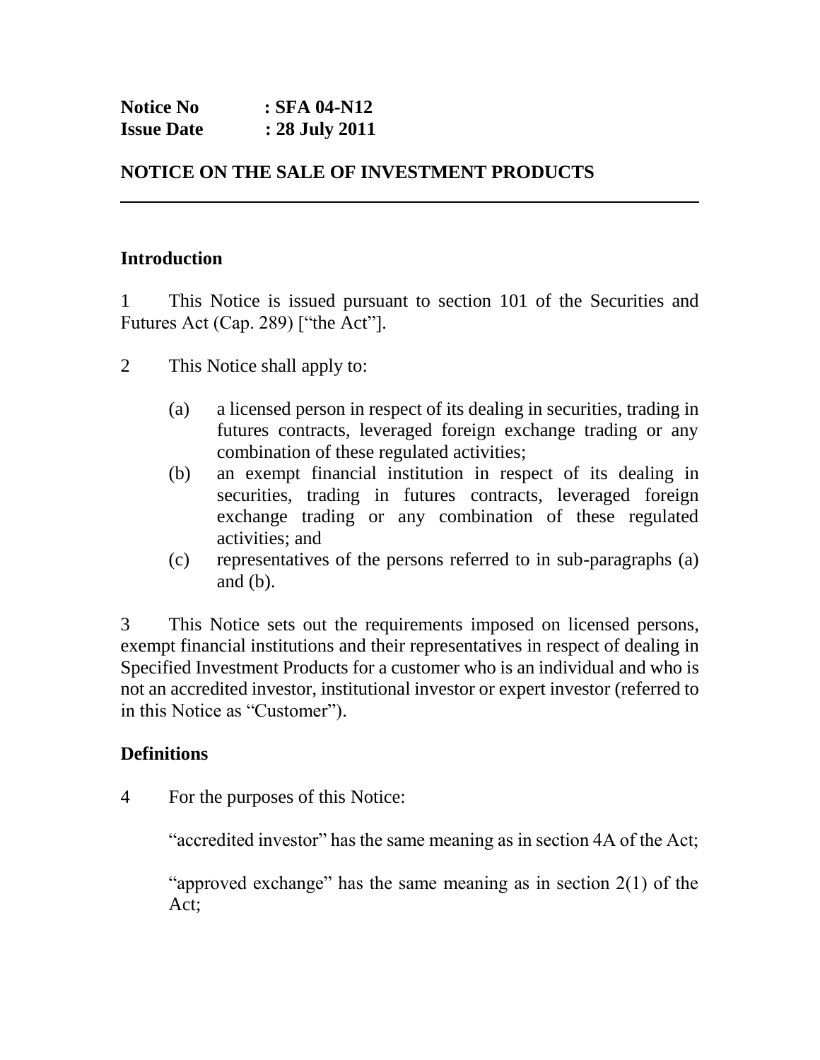**Notice No : SFA 04-N12**
**Issue Date : 28 July 2011**

## NOTICE ON THE SALE OF INVESTMENT PRODUCTS

---

### Introduction

1 This Notice is issued pursuant to section 101 of the Securities and Futures Act (Cap. 289) ["the Act"].

2 This Notice shall apply to:

- (a) a licensed person in respect of its dealing in securities, trading in futures contracts, leveraged foreign exchange trading or any combination of these regulated activities;
- (b) an exempt financial institution in respect of its dealing in securities, trading in futures contracts, leveraged foreign exchange trading or any combination of these regulated activities; and
- (c) representatives of the persons referred to in sub-paragraphs (a) and (b).

3 This Notice sets out the requirements imposed on licensed persons, exempt financial institutions and their representatives in respect of dealing in Specified Investment Products for a customer who is an individual and who is not an accredited investor, institutional investor or expert investor (referred to in this Notice as "Customer").

### Definitions

4 For the purposes of this Notice:

"accredited investor" has the same meaning as in section 4A of the Act;

"approved exchange" has the same meaning as in section 2(1) of the Act;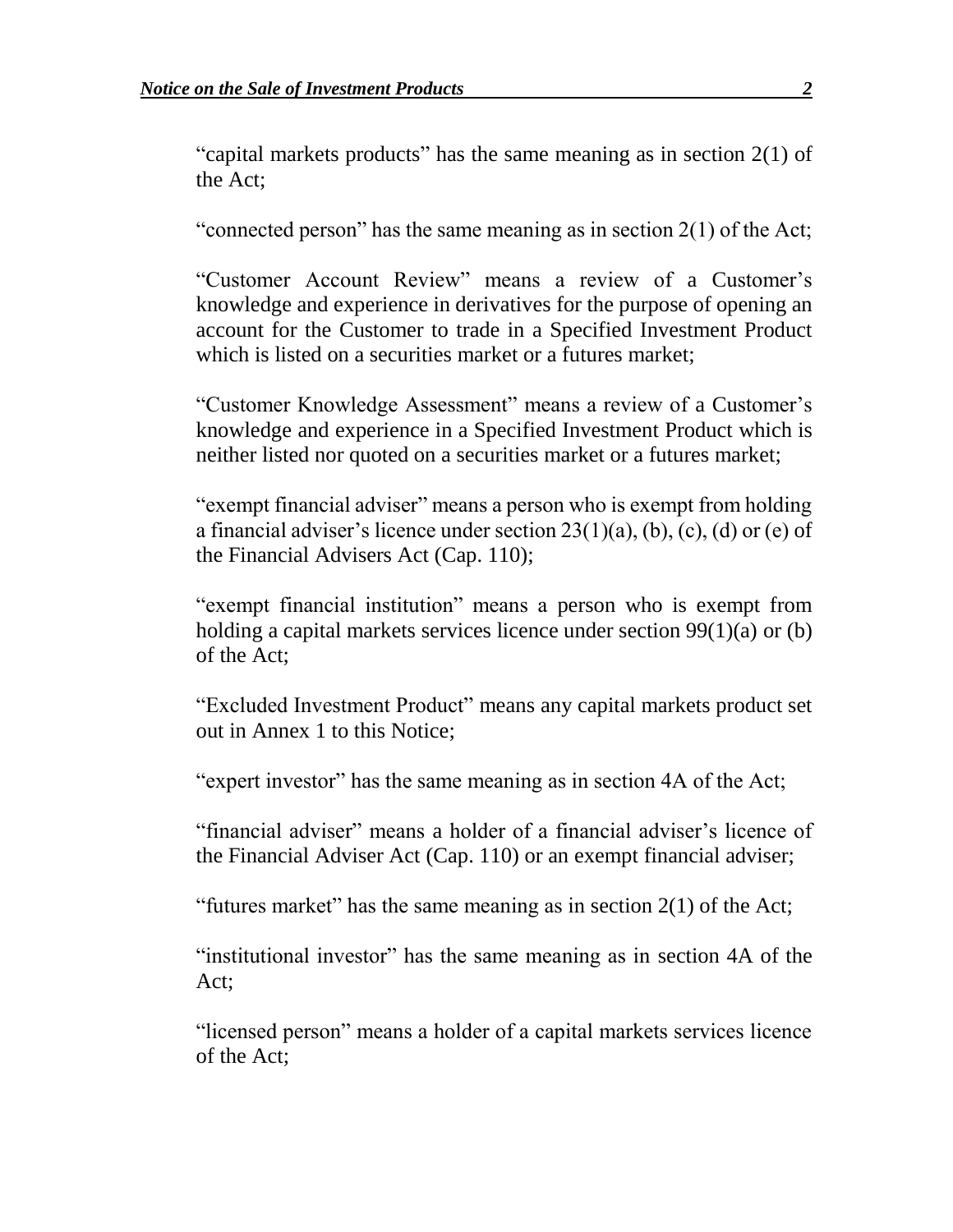"capital markets products" has the same meaning as in section 2(1) of the Act;

"connected person" has the same meaning as in section 2(1) of the Act;

"Customer Account Review" means a review of a Customer's knowledge and experience in derivatives for the purpose of opening an account for the Customer to trade in a Specified Investment Product which is listed on a securities market or a futures market;

"Customer Knowledge Assessment" means a review of a Customer's knowledge and experience in a Specified Investment Product which is neither listed nor quoted on a securities market or a futures market;

"exempt financial adviser" means a person who is exempt from holding a financial adviser's licence under section 23(1)(a), (b), (c), (d) or (e) of the Financial Advisers Act (Cap. 110);

"exempt financial institution" means a person who is exempt from holding a capital markets services licence under section 99(1)(a) or (b) of the Act;

"Excluded Investment Product" means any capital markets product set out in Annex 1 to this Notice;

"expert investor" has the same meaning as in section 4A of the Act;

"financial adviser" means a holder of a financial adviser's licence of the Financial Adviser Act (Cap. 110) or an exempt financial adviser;

"futures market" has the same meaning as in section 2(1) of the Act;

"institutional investor" has the same meaning as in section 4A of the Act;

"licensed person" means a holder of a capital markets services licence of the Act;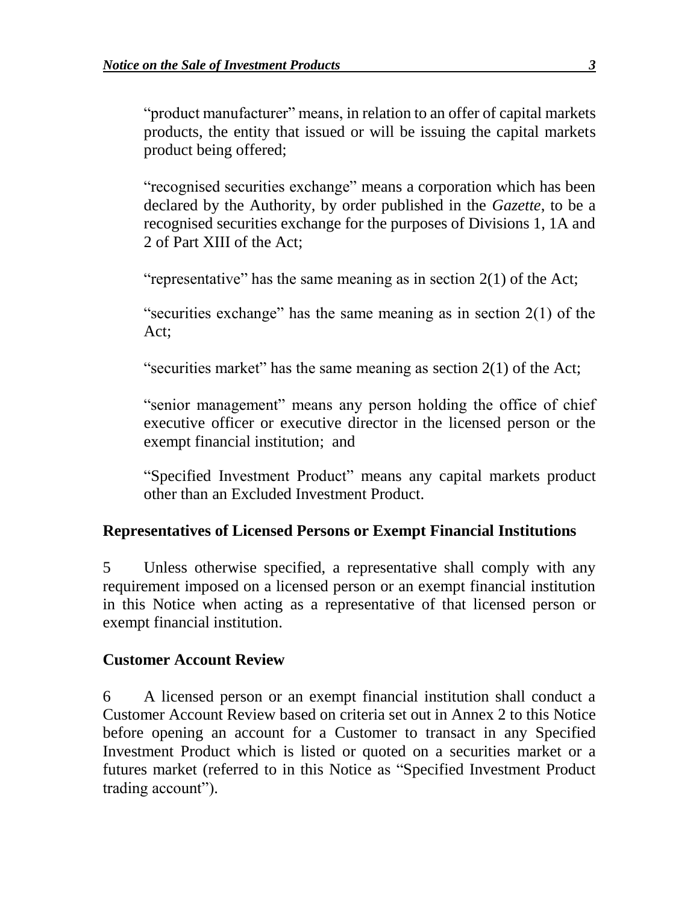"product manufacturer" means, in relation to an offer of capital markets products, the entity that issued or will be issuing the capital markets product being offered;

"recognised securities exchange" means a corporation which has been declared by the Authority, by order published in the *Gazette*, to be a recognised securities exchange for the purposes of Divisions 1, 1A and 2 of Part XIII of the Act;

"representative" has the same meaning as in section 2(1) of the Act;

"securities exchange" has the same meaning as in section 2(1) of the Act;

"securities market" has the same meaning as section 2(1) of the Act;

"senior management" means any person holding the office of chief executive officer or executive director in the licensed person or the exempt financial institution; and

"Specified Investment Product" means any capital markets product other than an Excluded Investment Product.

## Representatives of Licensed Persons or Exempt Financial Institutions

5 Unless otherwise specified, a representative shall comply with any requirement imposed on a licensed person or an exempt financial institution in this Notice when acting as a representative of that licensed person or exempt financial institution.

## Customer Account Review

6 A licensed person or an exempt financial institution shall conduct a Customer Account Review based on criteria set out in Annex 2 to this Notice before opening an account for a Customer to transact in any Specified Investment Product which is listed or quoted on a securities market or a futures market (referred to in this Notice as "Specified Investment Product trading account").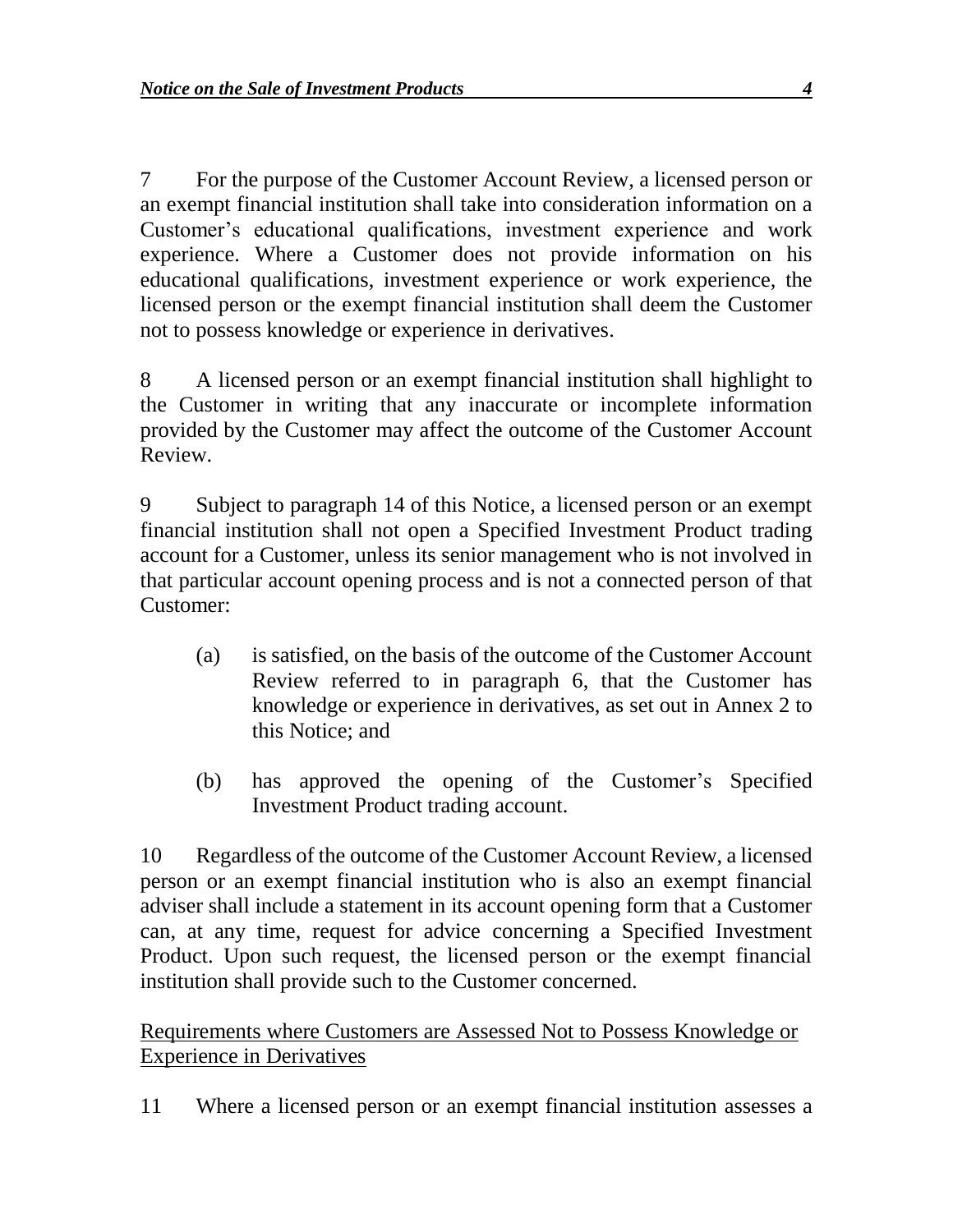7 For the purpose of the Customer Account Review, a licensed person or an exempt financial institution shall take into consideration information on a Customer's educational qualifications, investment experience and work experience. Where a Customer does not provide information on his educational qualifications, investment experience or work experience, the licensed person or the exempt financial institution shall deem the Customer not to possess knowledge or experience in derivatives.

8 A licensed person or an exempt financial institution shall highlight to the Customer in writing that any inaccurate or incomplete information provided by the Customer may affect the outcome of the Customer Account Review.

9 Subject to paragraph 14 of this Notice, a licensed person or an exempt financial institution shall not open a Specified Investment Product trading account for a Customer, unless its senior management who is not involved in that particular account opening process and is not a connected person of that Customer:

(a) is satisfied, on the basis of the outcome of the Customer Account Review referred to in paragraph 6, that the Customer has knowledge or experience in derivatives, as set out in Annex 2 to this Notice; and

(b) has approved the opening of the Customer's Specified Investment Product trading account.

10 Regardless of the outcome of the Customer Account Review, a licensed person or an exempt financial institution who is also an exempt financial adviser shall include a statement in its account opening form that a Customer can, at any time, request for advice concerning a Specified Investment Product. Upon such request, the licensed person or the exempt financial institution shall provide such to the Customer concerned.

Requirements where Customers are Assessed Not to Possess Knowledge or Experience in Derivatives

11 Where a licensed person or an exempt financial institution assesses a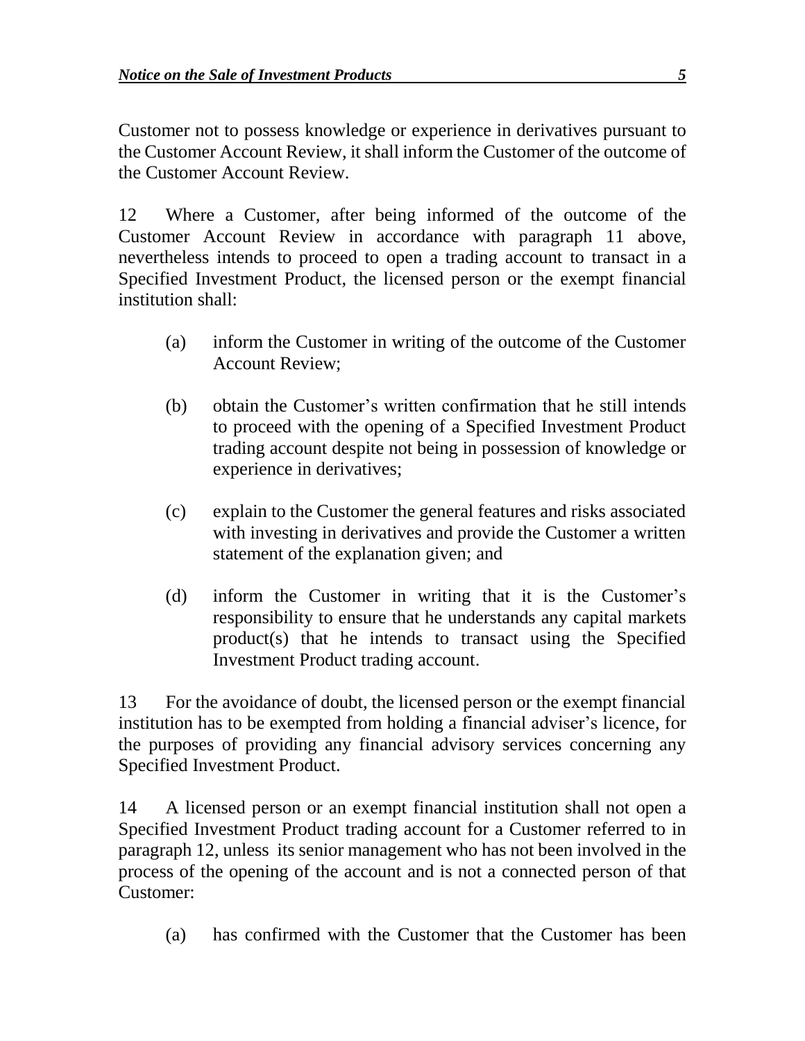Customer not to possess knowledge or experience in derivatives pursuant to the Customer Account Review, it shall inform the Customer of the outcome of the Customer Account Review.

12 Where a Customer, after being informed of the outcome of the Customer Account Review in accordance with paragraph 11 above, nevertheless intends to proceed to open a trading account to transact in a Specified Investment Product, the licensed person or the exempt financial institution shall:

(a) inform the Customer in writing of the outcome of the Customer Account Review;

(b) obtain the Customer's written confirmation that he still intends to proceed with the opening of a Specified Investment Product trading account despite not being in possession of knowledge or experience in derivatives;

(c) explain to the Customer the general features and risks associated with investing in derivatives and provide the Customer a written statement of the explanation given; and

(d) inform the Customer in writing that it is the Customer's responsibility to ensure that he understands any capital markets product(s) that he intends to transact using the Specified Investment Product trading account.

13 For the avoidance of doubt, the licensed person or the exempt financial institution has to be exempted from holding a financial adviser's licence, for the purposes of providing any financial advisory services concerning any Specified Investment Product.

14 A licensed person or an exempt financial institution shall not open a Specified Investment Product trading account for a Customer referred to in paragraph 12, unless its senior management who has not been involved in the process of the opening of the account and is not a connected person of that Customer:

(a) has confirmed with the Customer that the Customer has been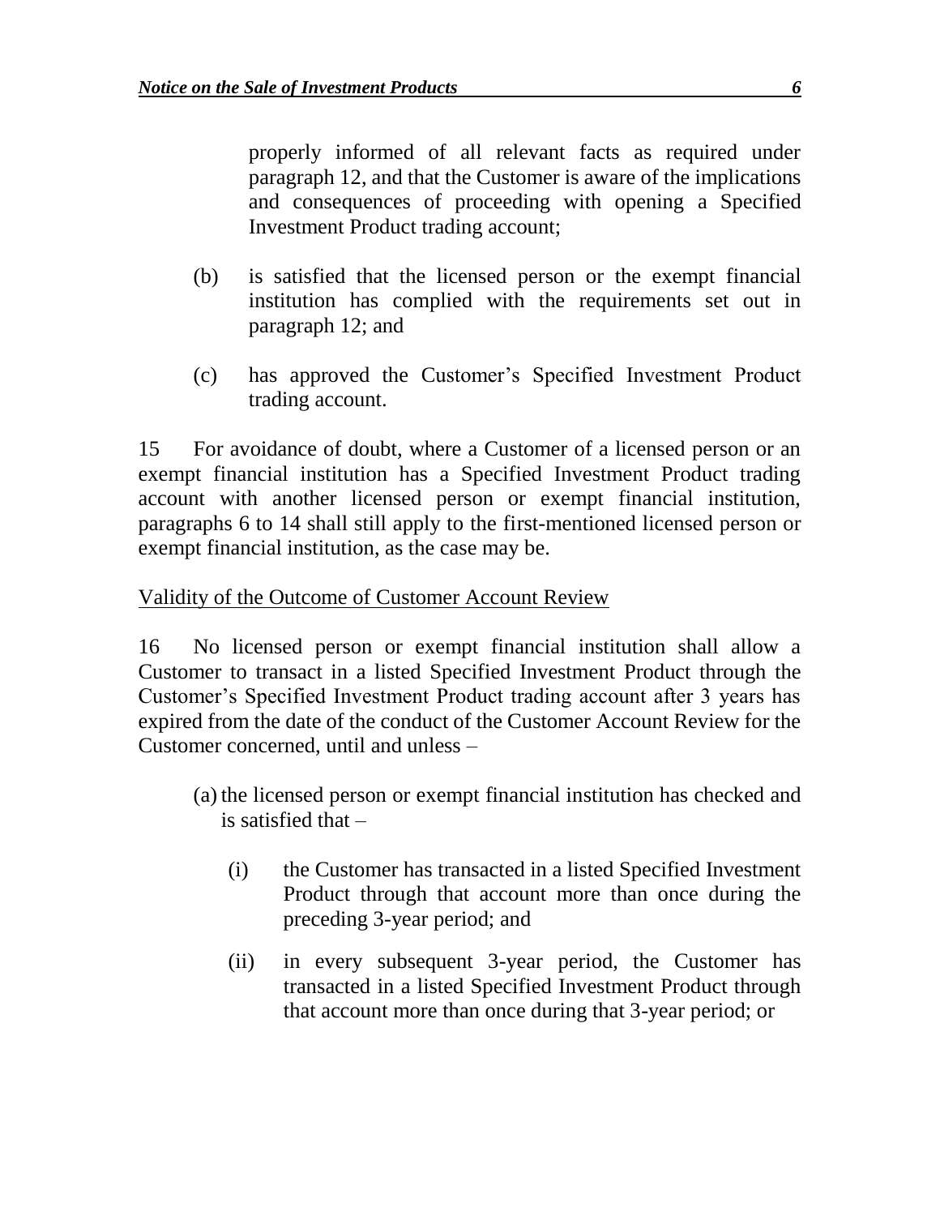properly informed of all relevant facts as required under paragraph 12, and that the Customer is aware of the implications and consequences of proceeding with opening a Specified Investment Product trading account;

(b) is satisfied that the licensed person or the exempt financial institution has complied with the requirements set out in paragraph 12; and

(c) has approved the Customer's Specified Investment Product trading account.

15 For avoidance of doubt, where a Customer of a licensed person or an exempt financial institution has a Specified Investment Product trading account with another licensed person or exempt financial institution, paragraphs 6 to 14 shall still apply to the first-mentioned licensed person or exempt financial institution, as the case may be.

Validity of the Outcome of Customer Account Review

16 No licensed person or exempt financial institution shall allow a Customer to transact in a listed Specified Investment Product through the Customer's Specified Investment Product trading account after 3 years has expired from the date of the conduct of the Customer Account Review for the Customer concerned, until and unless –

(a) the licensed person or exempt financial institution has checked and is satisfied that –

  (i) the Customer has transacted in a listed Specified Investment Product through that account more than once during the preceding 3-year period; and

  (ii) in every subsequent 3-year period, the Customer has transacted in a listed Specified Investment Product through that account more than once during that 3-year period; or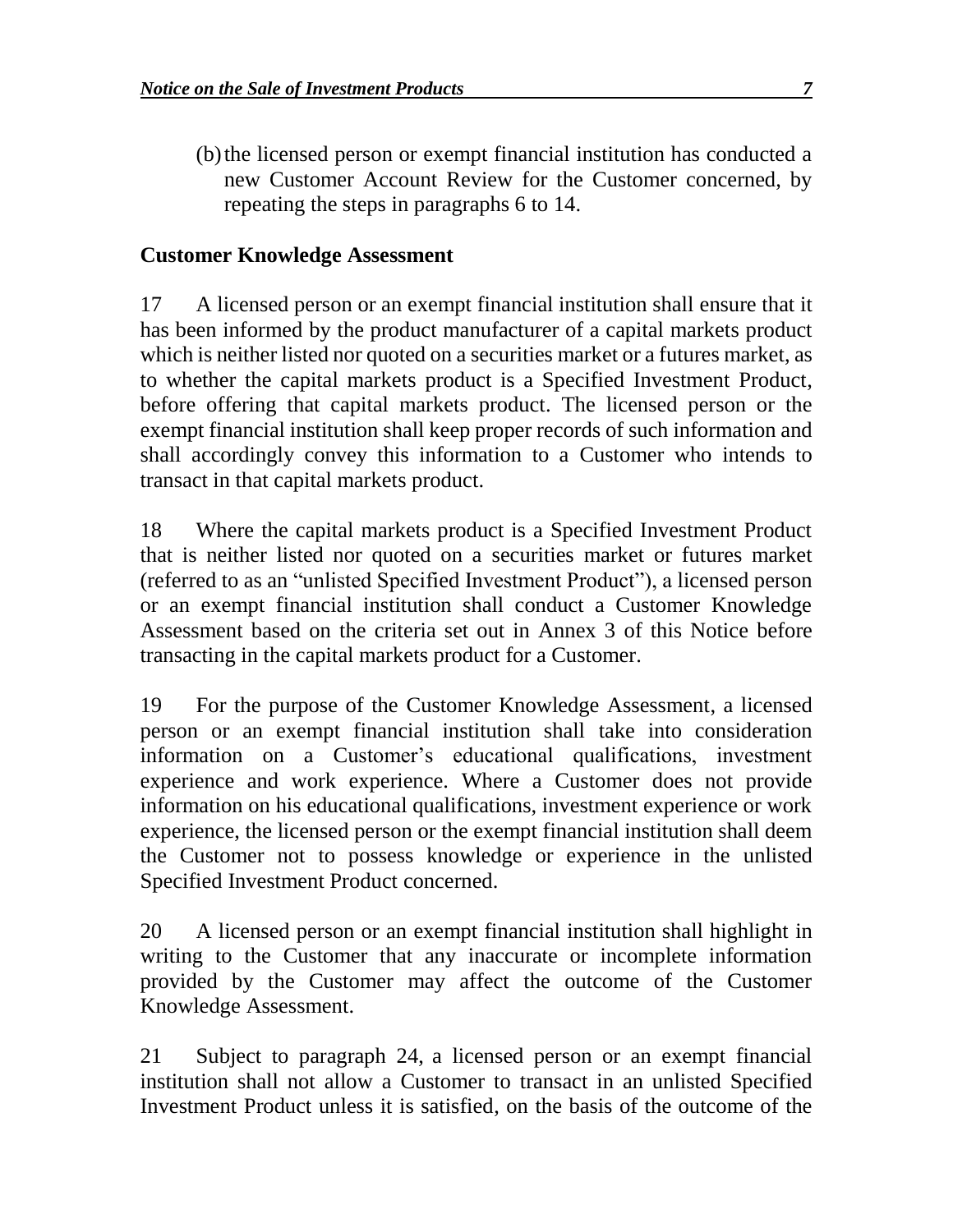(b) the licensed person or exempt financial institution has conducted a new Customer Account Review for the Customer concerned, by repeating the steps in paragraphs 6 to 14.

**Customer Knowledge Assessment**

17 A licensed person or an exempt financial institution shall ensure that it has been informed by the product manufacturer of a capital markets product which is neither listed nor quoted on a securities market or a futures market, as to whether the capital markets product is a Specified Investment Product, before offering that capital markets product. The licensed person or the exempt financial institution shall keep proper records of such information and shall accordingly convey this information to a Customer who intends to transact in that capital markets product.

18 Where the capital markets product is a Specified Investment Product that is neither listed nor quoted on a securities market or futures market (referred to as an "unlisted Specified Investment Product"), a licensed person or an exempt financial institution shall conduct a Customer Knowledge Assessment based on the criteria set out in Annex 3 of this Notice before transacting in the capital markets product for a Customer.

19 For the purpose of the Customer Knowledge Assessment, a licensed person or an exempt financial institution shall take into consideration information on a Customer's educational qualifications, investment experience and work experience. Where a Customer does not provide information on his educational qualifications, investment experience or work experience, the licensed person or the exempt financial institution shall deem the Customer not to possess knowledge or experience in the unlisted Specified Investment Product concerned.

20 A licensed person or an exempt financial institution shall highlight in writing to the Customer that any inaccurate or incomplete information provided by the Customer may affect the outcome of the Customer Knowledge Assessment.

21 Subject to paragraph 24, a licensed person or an exempt financial institution shall not allow a Customer to transact in an unlisted Specified Investment Product unless it is satisfied, on the basis of the outcome of the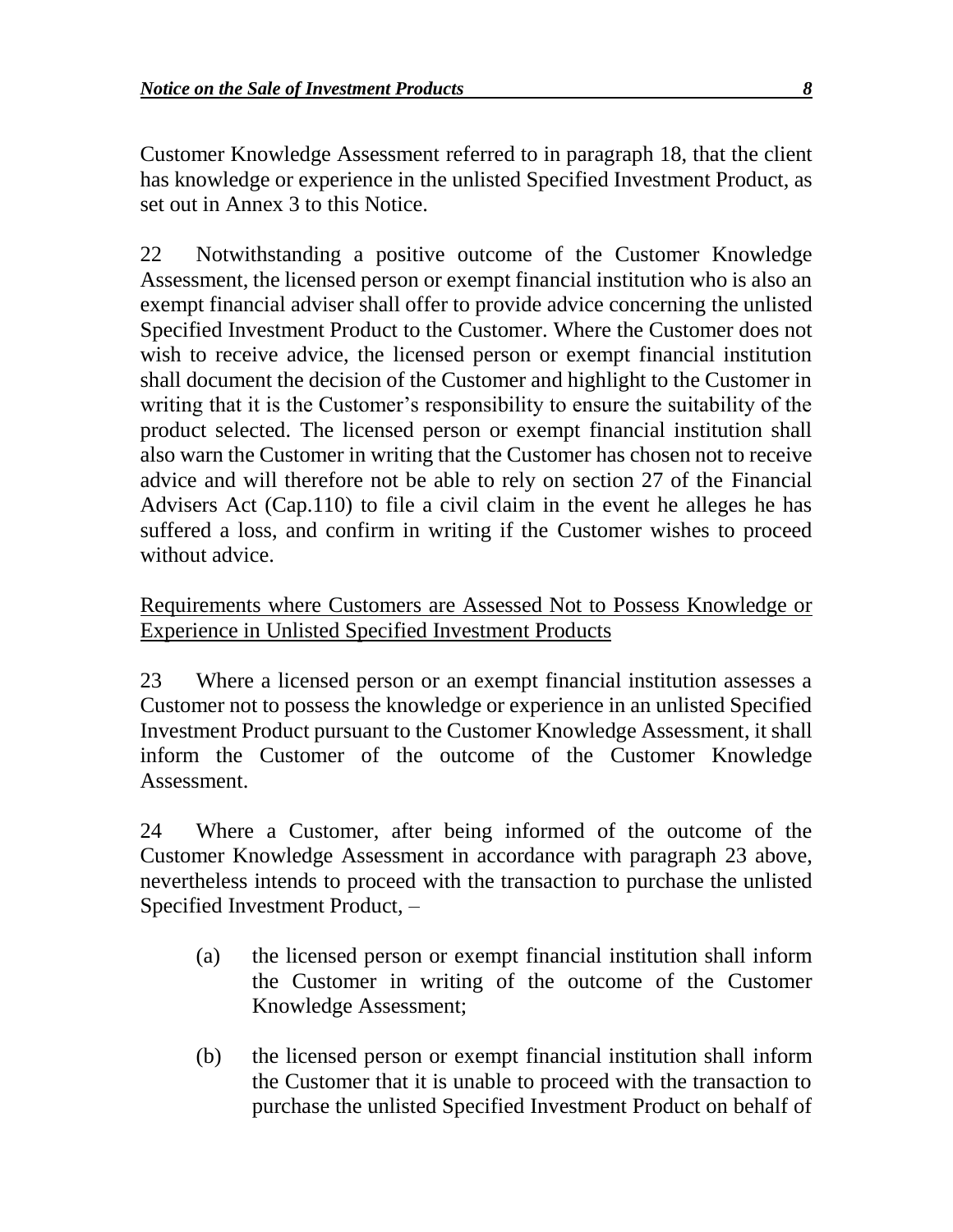Customer Knowledge Assessment referred to in paragraph 18, that the client has knowledge or experience in the unlisted Specified Investment Product, as set out in Annex 3 to this Notice.

22 Notwithstanding a positive outcome of the Customer Knowledge Assessment, the licensed person or exempt financial institution who is also an exempt financial adviser shall offer to provide advice concerning the unlisted Specified Investment Product to the Customer. Where the Customer does not wish to receive advice, the licensed person or exempt financial institution shall document the decision of the Customer and highlight to the Customer in writing that it is the Customer's responsibility to ensure the suitability of the product selected. The licensed person or exempt financial institution shall also warn the Customer in writing that the Customer has chosen not to receive advice and will therefore not be able to rely on section 27 of the Financial Advisers Act (Cap.110) to file a civil claim in the event he alleges he has suffered a loss, and confirm in writing if the Customer wishes to proceed without advice.

<u>Requirements where Customers are Assessed Not to Possess Knowledge or Experience in Unlisted Specified Investment Products</u>

23 Where a licensed person or an exempt financial institution assesses a Customer not to possess the knowledge or experience in an unlisted Specified Investment Product pursuant to the Customer Knowledge Assessment, it shall inform the Customer of the outcome of the Customer Knowledge Assessment.

24 Where a Customer, after being informed of the outcome of the Customer Knowledge Assessment in accordance with paragraph 23 above, nevertheless intends to proceed with the transaction to purchase the unlisted Specified Investment Product, –

(a) the licensed person or exempt financial institution shall inform the Customer in writing of the outcome of the Customer Knowledge Assessment;

(b) the licensed person or exempt financial institution shall inform the Customer that it is unable to proceed with the transaction to purchase the unlisted Specified Investment Product on behalf of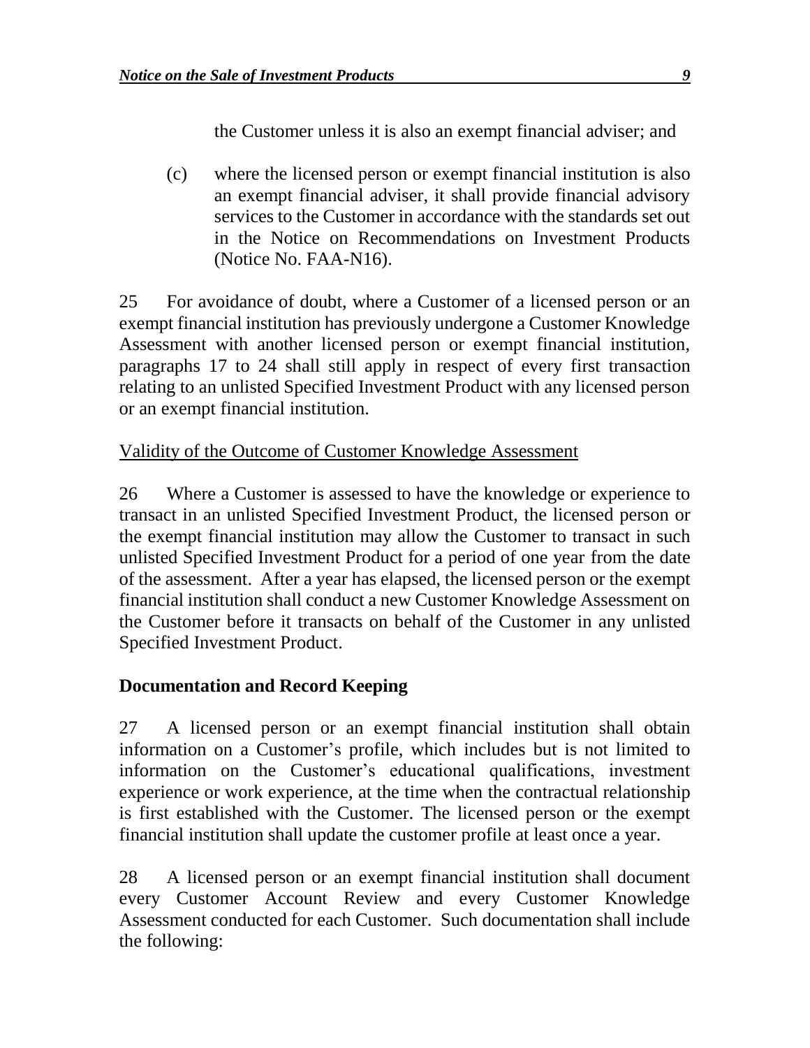the Customer unless it is also an exempt financial adviser; and

(c) where the licensed person or exempt financial institution is also an exempt financial adviser, it shall provide financial advisory services to the Customer in accordance with the standards set out in the Notice on Recommendations on Investment Products (Notice No. FAA-N16).

25 For avoidance of doubt, where a Customer of a licensed person or an exempt financial institution has previously undergone a Customer Knowledge Assessment with another licensed person or exempt financial institution, paragraphs 17 to 24 shall still apply in respect of every first transaction relating to an unlisted Specified Investment Product with any licensed person or an exempt financial institution.

Validity of the Outcome of Customer Knowledge Assessment

26 Where a Customer is assessed to have the knowledge or experience to transact in an unlisted Specified Investment Product, the licensed person or the exempt financial institution may allow the Customer to transact in such unlisted Specified Investment Product for a period of one year from the date of the assessment. After a year has elapsed, the licensed person or the exempt financial institution shall conduct a new Customer Knowledge Assessment on the Customer before it transacts on behalf of the Customer in any unlisted Specified Investment Product.

**Documentation and Record Keeping**

27 A licensed person or an exempt financial institution shall obtain information on a Customer's profile, which includes but is not limited to information on the Customer's educational qualifications, investment experience or work experience, at the time when the contractual relationship is first established with the Customer. The licensed person or the exempt financial institution shall update the customer profile at least once a year.

28 A licensed person or an exempt financial institution shall document every Customer Account Review and every Customer Knowledge Assessment conducted for each Customer. Such documentation shall include the following: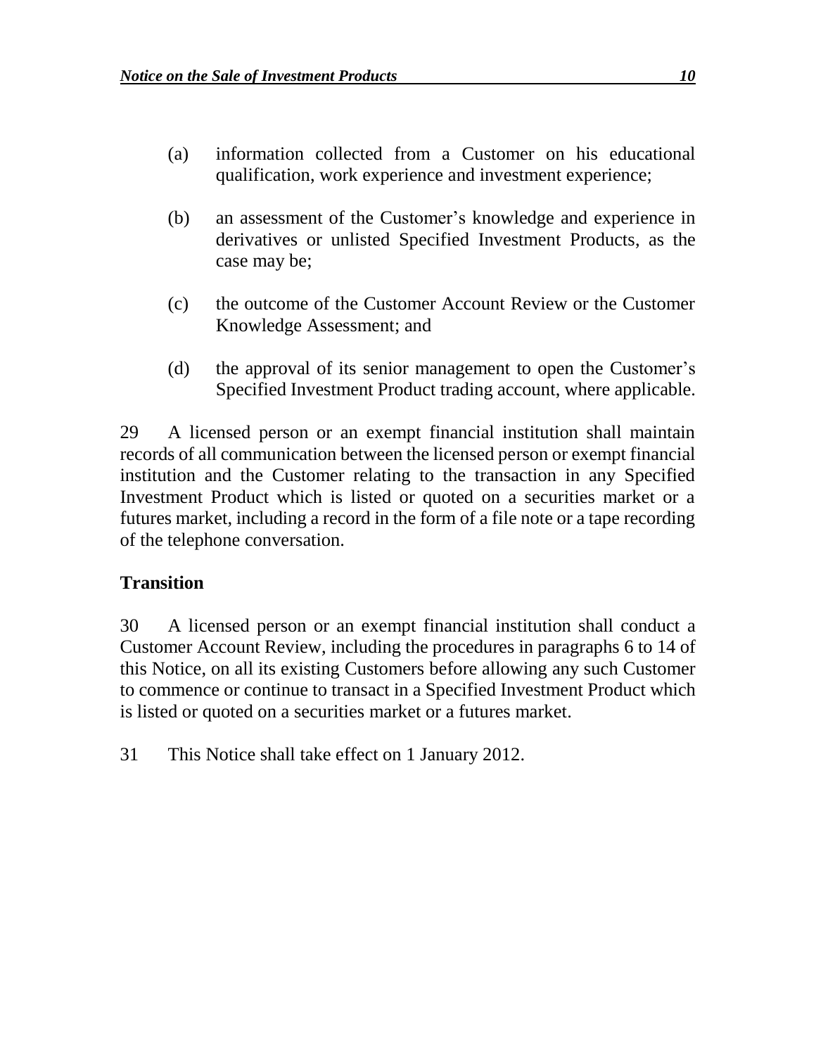(a) information collected from a Customer on his educational qualification, work experience and investment experience;

(b) an assessment of the Customer's knowledge and experience in derivatives or unlisted Specified Investment Products, as the case may be;

(c) the outcome of the Customer Account Review or the Customer Knowledge Assessment; and

(d) the approval of its senior management to open the Customer's Specified Investment Product trading account, where applicable.

29 A licensed person or an exempt financial institution shall maintain records of all communication between the licensed person or exempt financial institution and the Customer relating to the transaction in any Specified Investment Product which is listed or quoted on a securities market or a futures market, including a record in the form of a file note or a tape recording of the telephone conversation.

## Transition

30 A licensed person or an exempt financial institution shall conduct a Customer Account Review, including the procedures in paragraphs 6 to 14 of this Notice, on all its existing Customers before allowing any such Customer to commence or continue to transact in a Specified Investment Product which is listed or quoted on a securities market or a futures market.

31 This Notice shall take effect on 1 January 2012.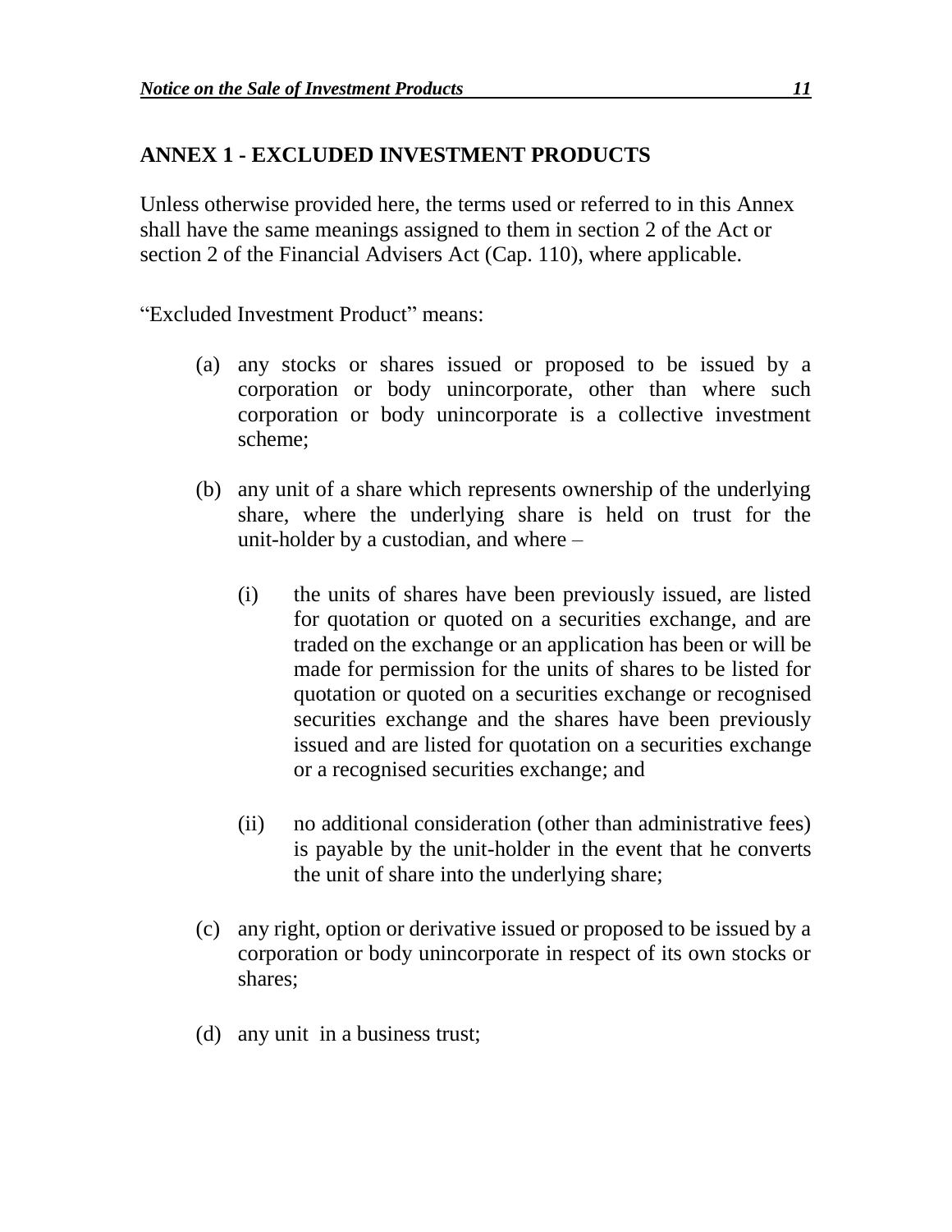## ANNEX 1 - EXCLUDED INVESTMENT PRODUCTS

Unless otherwise provided here, the terms used or referred to in this Annex shall have the same meanings assigned to them in section 2 of the Act or section 2 of the Financial Advisers Act (Cap. 110), where applicable.

"Excluded Investment Product" means:

(a) any stocks or shares issued or proposed to be issued by a corporation or body unincorporate, other than where such corporation or body unincorporate is a collective investment scheme;

(b) any unit of a share which represents ownership of the underlying share, where the underlying share is held on trust for the unit-holder by a custodian, and where –

 (i) the units of shares have been previously issued, are listed for quotation or quoted on a securities exchange, and are traded on the exchange or an application has been or will be made for permission for the units of shares to be listed for quotation or quoted on a securities exchange or recognised securities exchange and the shares have been previously issued and are listed for quotation on a securities exchange or a recognised securities exchange; and

 (ii) no additional consideration (other than administrative fees) is payable by the unit-holder in the event that he converts the unit of share into the underlying share;

(c) any right, option or derivative issued or proposed to be issued by a corporation or body unincorporate in respect of its own stocks or shares;

(d) any unit in a business trust;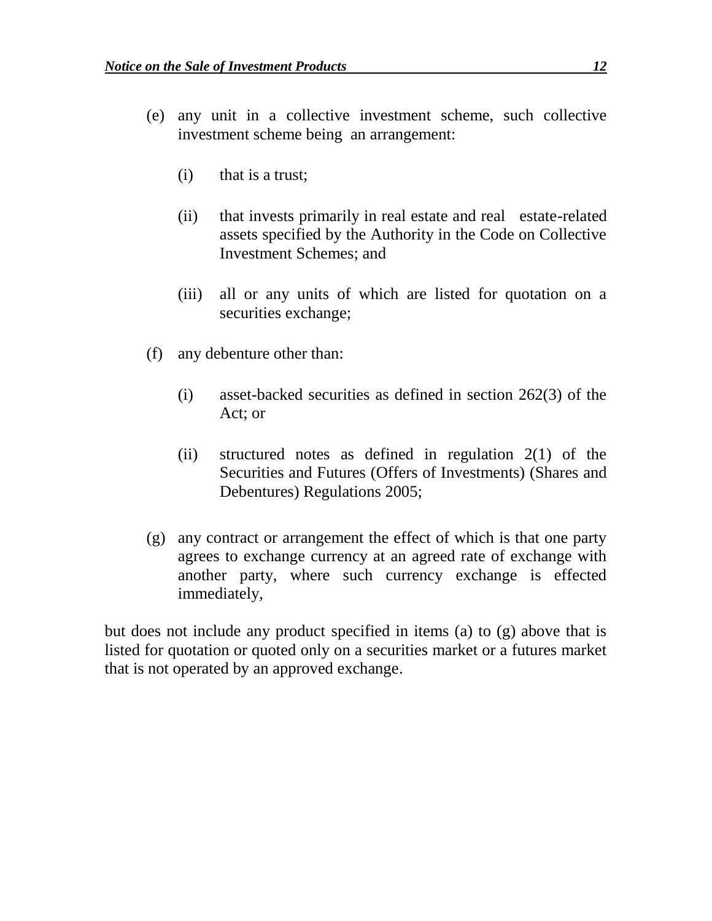(e) any unit in a collective investment scheme, such collective investment scheme being an arrangement:

   (i) that is a trust;

   (ii) that invests primarily in real estate and real estate-related assets specified by the Authority in the Code on Collective Investment Schemes; and

   (iii) all or any units of which are listed for quotation on a securities exchange;

(f) any debenture other than:

   (i) asset-backed securities as defined in section 262(3) of the Act; or

   (ii) structured notes as defined in regulation 2(1) of the Securities and Futures (Offers of Investments) (Shares and Debentures) Regulations 2005;

(g) any contract or arrangement the effect of which is that one party agrees to exchange currency at an agreed rate of exchange with another party, where such currency exchange is effected immediately,

but does not include any product specified in items (a) to (g) above that is listed for quotation or quoted only on a securities market or a futures market that is not operated by an approved exchange.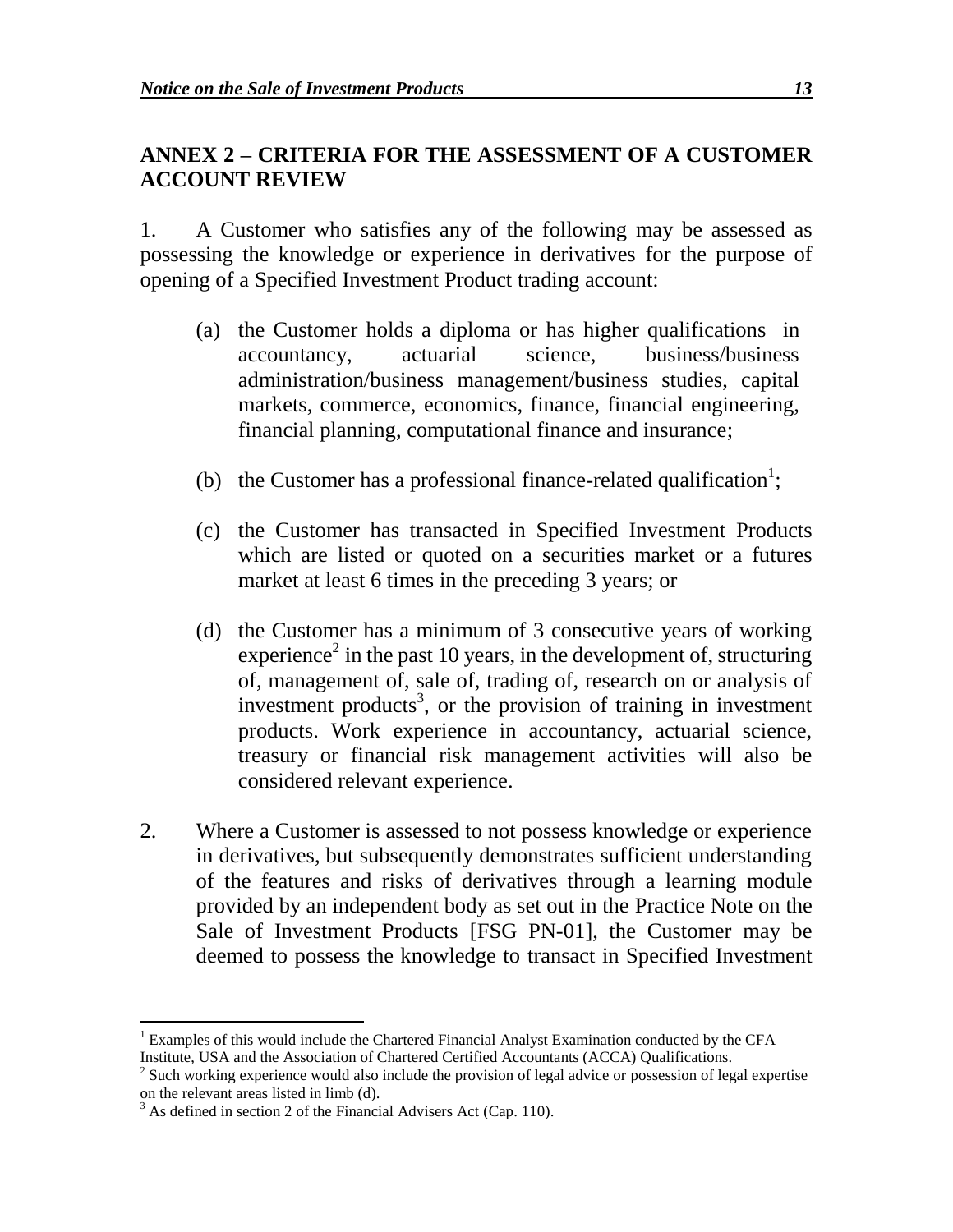## ANNEX 2 – CRITERIA FOR THE ASSESSMENT OF A CUSTOMER ACCOUNT REVIEW

1. A Customer who satisfies any of the following may be assessed as possessing the knowledge or experience in derivatives for the purpose of opening of a Specified Investment Product trading account:

   (a) the Customer holds a diploma or has higher qualifications in accountancy, actuarial science, business/business administration/business management/business studies, capital markets, commerce, economics, finance, financial engineering, financial planning, computational finance and insurance;

   (b) the Customer has a professional finance-related qualification[1];

   (c) the Customer has transacted in Specified Investment Products which are listed or quoted on a securities market or a futures market at least 6 times in the preceding 3 years; or

   (d) the Customer has a minimum of 3 consecutive years of working experience[2] in the past 10 years, in the development of, structuring of, management of, sale of, trading of, research on or analysis of investment products[3], or the provision of training in investment products. Work experience in accountancy, actuarial science, treasury or financial risk management activities will also be considered relevant experience.

2. Where a Customer is assessed to not possess knowledge or experience in derivatives, but subsequently demonstrates sufficient understanding of the features and risks of derivatives through a learning module provided by an independent body as set out in the Practice Note on the Sale of Investment Products [FSG PN-01], the Customer may be deemed to possess the knowledge to transact in Specified Investment

---

[1] Examples of this would include the Chartered Financial Analyst Examination conducted by the CFA Institute, USA and the Association of Chartered Certified Accountants (ACCA) Qualifications.

[2] Such working experience would also include the provision of legal advice or possession of legal expertise on the relevant areas listed in limb (d).

[3] As defined in section 2 of the Financial Advisers Act (Cap. 110).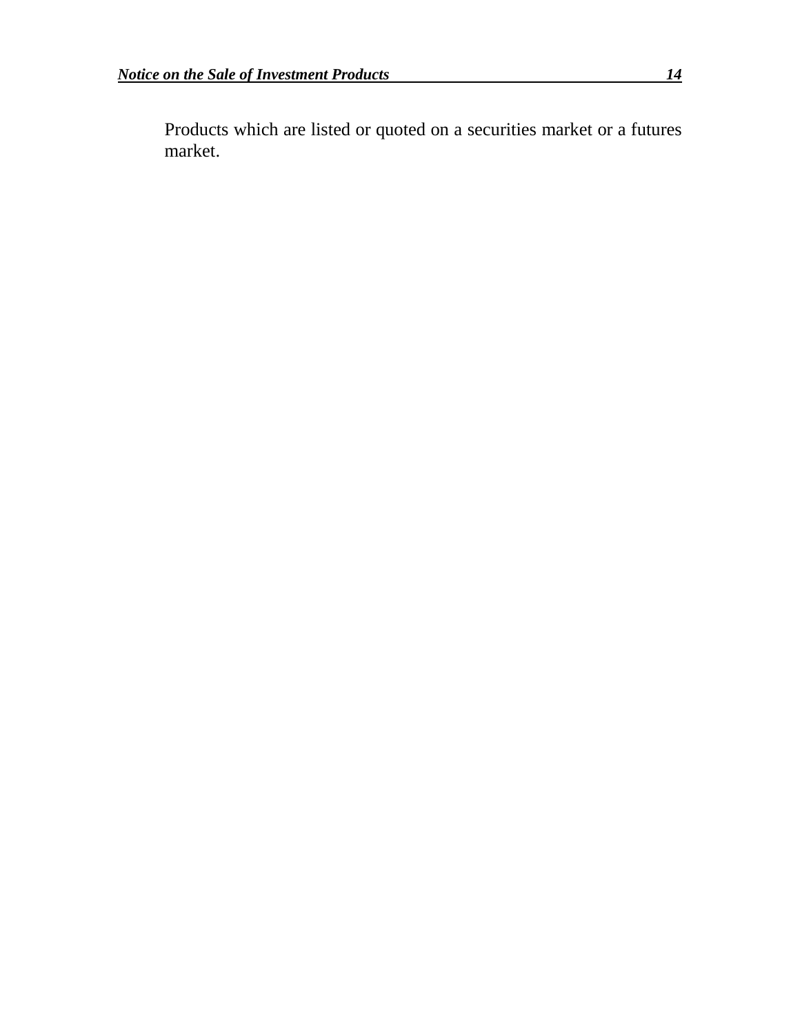Products which are listed or quoted on a securities market or a futures market.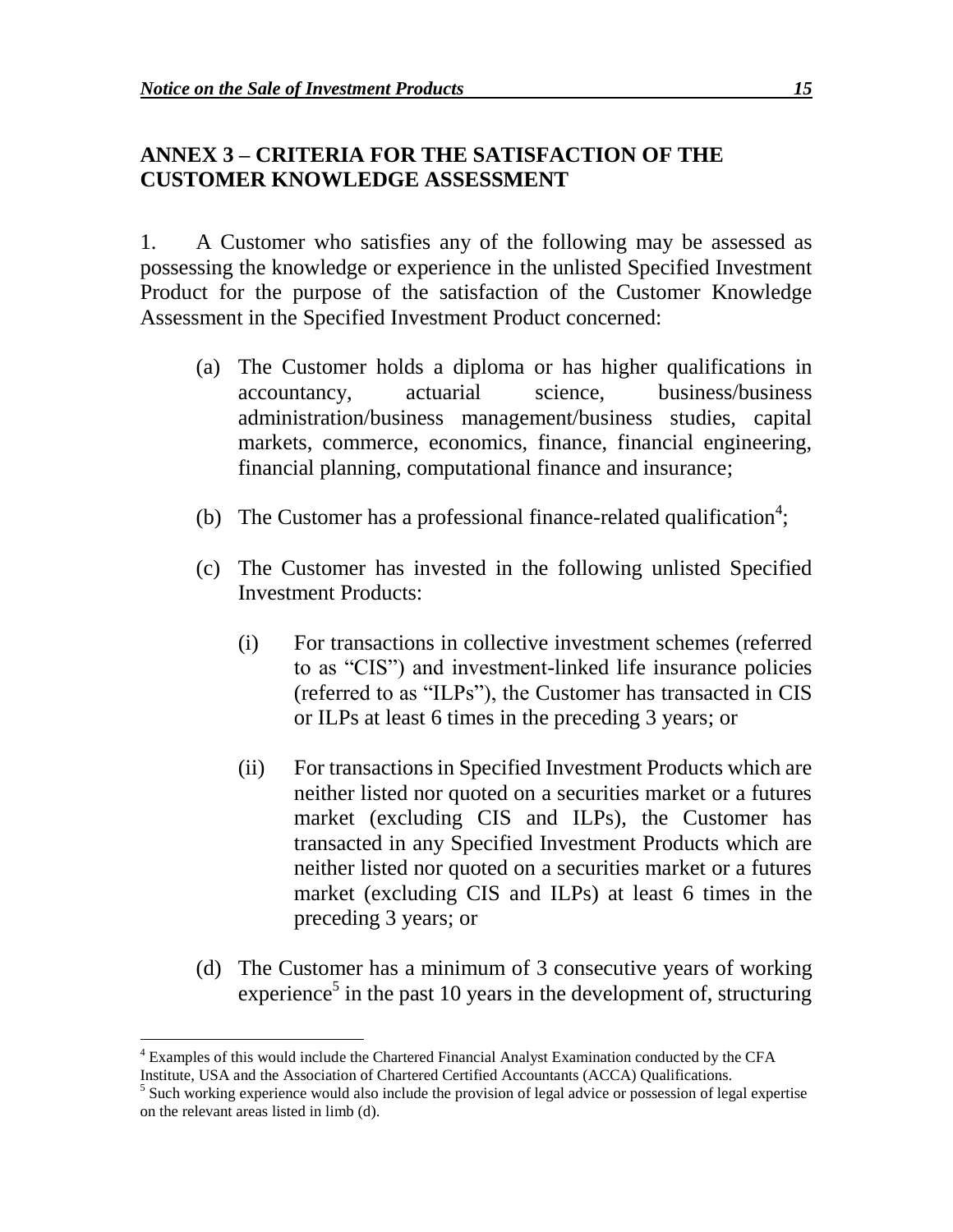## ANNEX 3 – CRITERIA FOR THE SATISFACTION OF THE CUSTOMER KNOWLEDGE ASSESSMENT

1. A Customer who satisfies any of the following may be assessed as possessing the knowledge or experience in the unlisted Specified Investment Product for the purpose of the satisfaction of the Customer Knowledge Assessment in the Specified Investment Product concerned:

   (a) The Customer holds a diploma or has higher qualifications in accountancy, actuarial science, business/business administration/business management/business studies, capital markets, commerce, economics, finance, financial engineering, financial planning, computational finance and insurance;

   (b) The Customer has a professional finance-related qualification[4];

   (c) The Customer has invested in the following unlisted Specified Investment Products:

      (i) For transactions in collective investment schemes (referred to as "CIS") and investment-linked life insurance policies (referred to as "ILPs"), the Customer has transacted in CIS or ILPs at least 6 times in the preceding 3 years; or

      (ii) For transactions in Specified Investment Products which are neither listed nor quoted on a securities market or a futures market (excluding CIS and ILPs), the Customer has transacted in any Specified Investment Products which are neither listed nor quoted on a securities market or a futures market (excluding CIS and ILPs) at least 6 times in the preceding 3 years; or

   (d) The Customer has a minimum of 3 consecutive years of working experience[5] in the past 10 years in the development of, structuring

---

[4] Examples of this would include the Chartered Financial Analyst Examination conducted by the CFA Institute, USA and the Association of Chartered Certified Accountants (ACCA) Qualifications.

[5] Such working experience would also include the provision of legal advice or possession of legal expertise on the relevant areas listed in limb (d).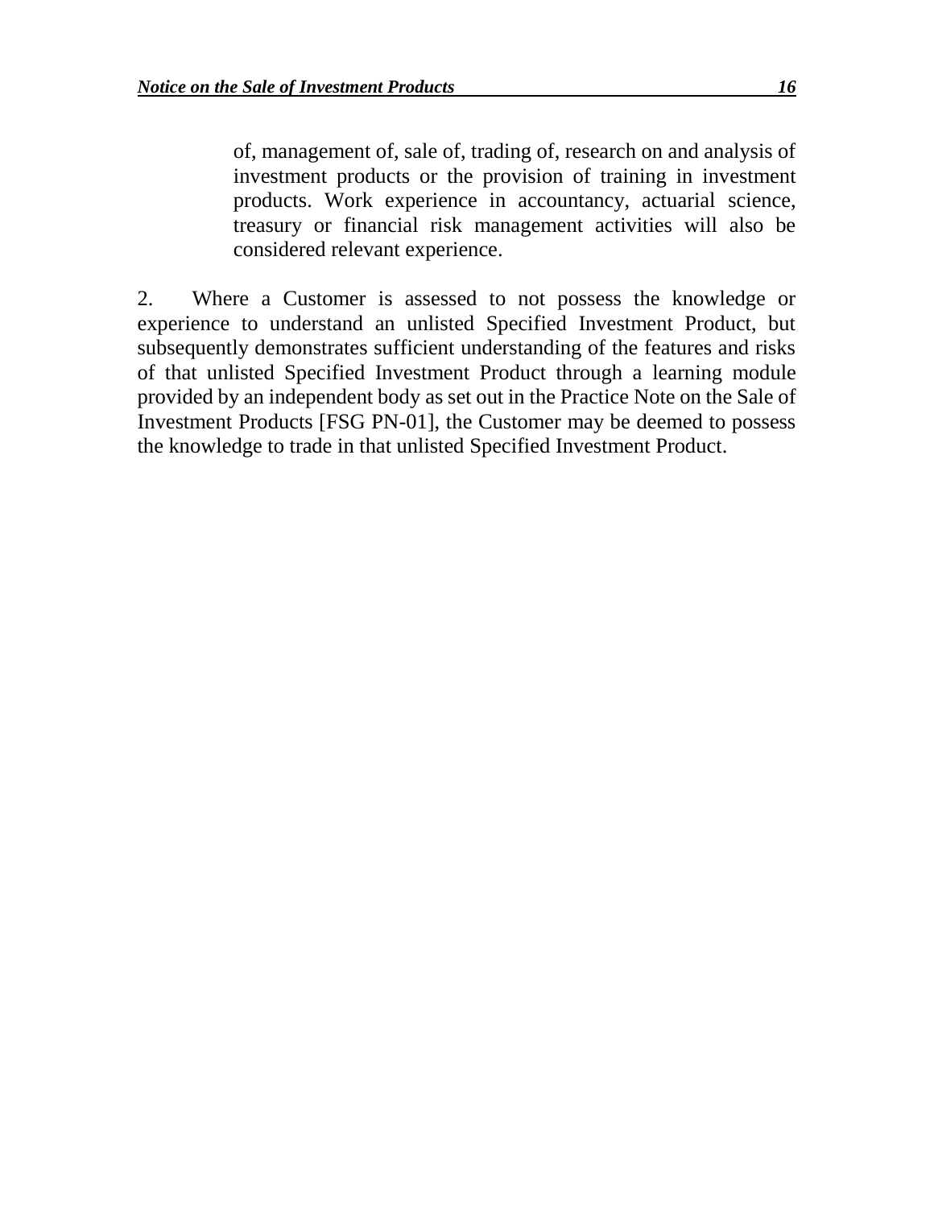of, management of, sale of, trading of, research on and analysis of investment products or the provision of training in investment products. Work experience in accountancy, actuarial science, treasury or financial risk management activities will also be considered relevant experience.

2. Where a Customer is assessed to not possess the knowledge or experience to understand an unlisted Specified Investment Product, but subsequently demonstrates sufficient understanding of the features and risks of that unlisted Specified Investment Product through a learning module provided by an independent body as set out in the Practice Note on the Sale of Investment Products [FSG PN-01], the Customer may be deemed to possess the knowledge to trade in that unlisted Specified Investment Product.